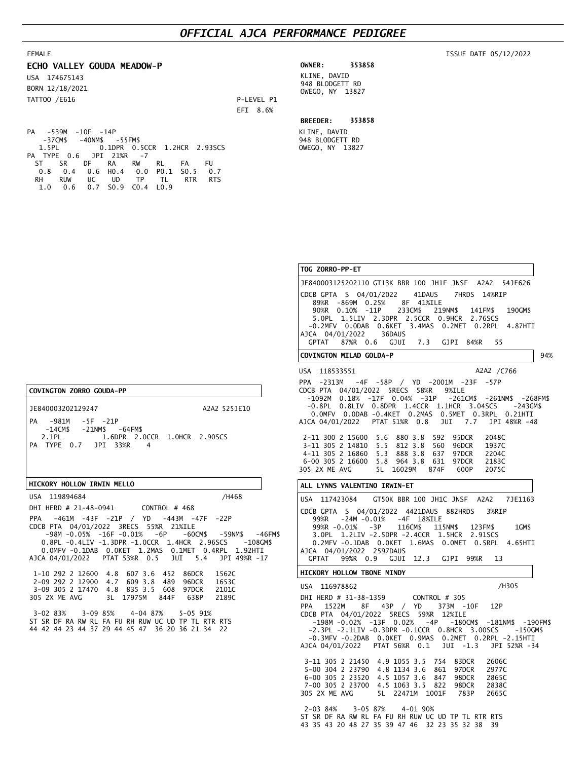# OFFICIAL AJCA PERFORMANCE PEDIGREE

FEMALE

ISSUE DATE 05/12/2022

**ECHO VALLEY GOUDA MEADOW-P**

USA 174675143
BORN 12/18/2021
TATTOO /E616

P-LEVEL P1
EFI 8.6%

**OWNER: 353858**
KLINE, DAVID
948 BLODGETT RD
OWEGO, NY 13827

**BREEDER: 353858**
KLINE, DAVID
948 BLODGETT RD
OWEGO, NY 13827

```
PA   -539M  -10F  -14P
   -37CM$   -40NM$   -55FM$
   1.5PL          0.1DPR  0.5CCR  1.2HCR  2.93SCS
PA  TYPE  0.6   JPI  21%R   -7
  ST    SR    DF    RA    RW    RL    FA    FU
  0.8   0.4   0.6   H0.4  0.0   P0.1  S0.5  0.7
  RH    RUW   UC    UD    TP    TL    RTR   RTS
  1.0   0.6   0.7   S0.9  C0.4  L0.9
```

### TOG ZORRO-PP-ET

```
JE840003125202110 GT13K BBR 100 JH1F JNSF  A2A2  54JE626
CDCB GPTA  S  04/01/2022    41DAUS    7HRDS  14%RIP
  89%R  -869M  0.25%    8F  41%ILE
  90%R  0.10%  -11P    233CM$   219NM$   141FM$   190GM$
  5.0PL  1.5LIV  2.3DPR  2.5CCR  0.9HCR  2.76SCS
 -0.2MFV  0.0DAB  0.6KET  3.4MAS  0.2MET  0.2RPL  4.87HTI
AJCA  04/01/2022    36DAUS
  GPTAT   87%R  0.6   GJUI   7.3   GJPI  84%R   55
```

### COVINGTON ZORRO GOUDA-PP

```
JE840003202129247                          A2A2 525JE10
PA   -981M   -5F  -21P
   -14CM$   -21NM$   -64FM$
   2.1PL          1.6DPR  2.0CCR  1.0HCR  2.90SCS
PA  TYPE  0.7   JPI  33%R    4
```

### COVINGTON MILAD GOLDA-P

94%

```
USA  118533551                              A2A2 /C766
PPA  -2313M   -4F  -58P  /  YD  -2001M  -23F  -57P
CDCB PTA  04/01/2022  5RECS  58%R   9%ILE
  -1092M  0.18%  -17F  0.04%  -31P   -261CM$  -261NM$  -268FM$
  -0.8PL  0.8LIV  0.8DPR  1.4CCR  1.1HCR  3.04SCS    -243GM$
   0.0MFV  0.0DAB -0.4KET  0.2MAS  0.5MET  0.3RPL  0.21HTI
AJCA 04/01/2022   PTAT 51%R  0.8    JUI   7.7   JPI 48%R -48

 2-11 300 2 15600   5.6  880 3.8   592   95DCR    2048C
 3-11 305 2 14810   5.5  812 3.8   560   96DCR    1937C
 4-11 305 2 16860   5.3  888 3.8   637   97DCR    2204C
 6-00 305 2 16600   5.8  964 3.8   631   97DCR    2183C
305 2X ME AVG        5L  16029M   874F   600P    2075C
```

### HICKORY HOLLOW IRWIN MELLO

```
USA  119894684                                   /H468
DHI HERD # 21-48-0941       CONTROL # 468
PPA   -461M  -43F  -21P  /  YD   -443M  -47F   -22P
CDCB PTA  04/01/2022  3RECS  55%R  21%ILE
    -98M -0.05%  -16F -0.01%   -6P     -60CM$   -59NM$   -46FM$
  0.8PL -0.4LIV -1.3DPR -1.0CCR  1.4HCR  2.96SCS    -108GM$
  0.0MFV -0.1DAB  0.0KET  1.2MAS  0.1MET  0.4RPL  1.92HTI
AJCA 04/01/2022   PTAT 53%R  0.5    JUI   5.4   JPI 49%R -17

 1-10 292 2 12600   4.8  607 3.6   452   86DCR    1562C
 2-09 292 2 12900   4.7  609 3.8   489   96DCR    1653C
 3-09 305 2 17470   4.8  835 3.5   608   97DCR    2101C
305 2X ME AVG        3L  17975M   844F   638P    2189C

 3-02 83%     3-09 85%     4-04 87%     5-05 91%
ST SR DF RA RW RL FA FU RH RUW UC UD TP TL RTR RTS
44 42 44 23 44 37 29 44 45 47  36 20 36 21 34  22
```

### ALL LYNNS VALENTINO IRWIN-ET

```
USA  117423084    GT50K BBR 100 JH1C JNSF  A2A2   7JE1163
CDCB GPTA  S  04/01/2022  4421DAUS  882HRDS   3%RIP
  99%R   -24M -0.01%   -4F  18%ILE
  99%R -0.01%   -3P     116CM$   115NM$   123FM$     1GM$
  3.0PL  1.2LIV -2.5DPR -2.4CCR  1.5HCR  2.91SCS
  0.2MFV -0.1DAB  0.0KET  1.6MAS  0.0MET  0.5RPL  4.65HTI
AJCA  04/01/2022  2597DAUS
  GPTAT   99%R  0.9   GJUI  12.3   GJPI  99%R   13
```

### HICKORY HOLLOW TBONE MINDY

```
USA  116978862                                   /H305
DHI HERD # 31-38-1359       CONTROL # 305
PPA   1522M    8F   43P  /  YD    373M  -10F    12P
CDCB PTA  04/01/2022  5RECS  59%R  12%ILE
   -198M -0.02%  -13F  0.02%   -4P    -180CM$  -181NM$  -190FM$
  -2.3PL -2.1LIV -0.3DPR -0.1CCR  0.8HCR  3.00SCS    -150GM$
  -0.3MFV -0.2DAB  0.0KET  0.9MAS  0.2MET  0.2RPL -2.15HTI
AJCA 04/01/2022   PTAT 56%R  0.1    JUI  -1.3   JPI 52%R -34

 3-11 305 2 21450   4.9 1055 3.5   754   83DCR    2606C
 5-00 304 2 23790   4.8 1134 3.6   861   97DCR    2977C
 6-00 305 2 23520   4.5 1057 3.6   847   98DCR    2865C
 7-00 305 2 23700   4.5 1063 3.5   822   98DCR    2838C
305 2X ME AVG        5L  22471M  1001F   783P    2665C

 2-03 84%     3-05 87%     4-01 90%
ST SR DF RA RW RL FA FU RH RUW UC UD TP TL RTR RTS
43 35 43 20 48 27 35 39 47 46  32 23 35 32 38  39
```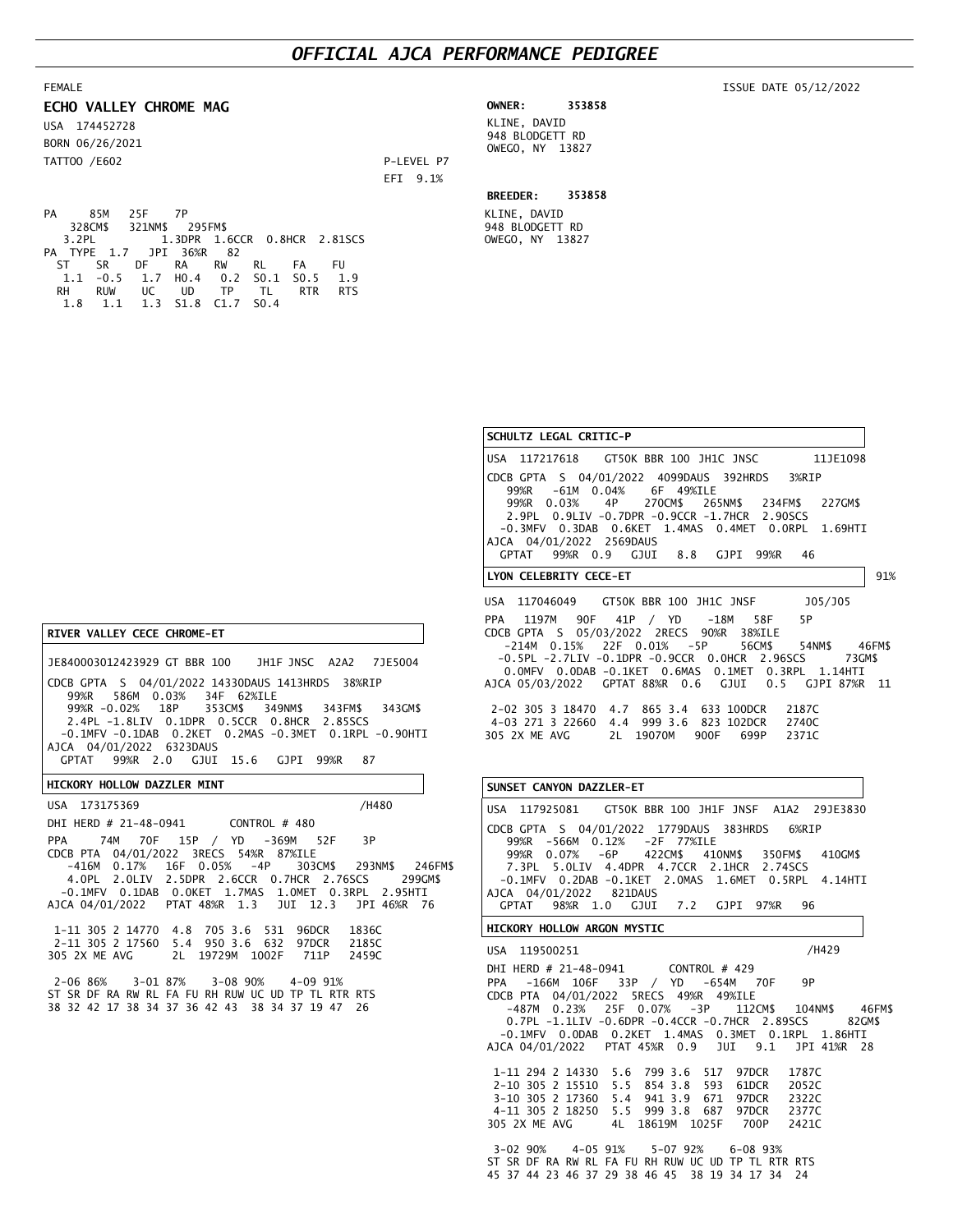# *OFFICIAL AJCA PERFORMANCE PEDIGREE*

FEMALE

ISSUE DATE 05/12/2022

**ECHO VALLEY CHROME MAG**

USA 174452728

BORN 06/26/2021

TATTOO /E602

P-LEVEL P7

EFI 9.1%

**OWNER: 353858**

KLINE, DAVID
948 BLODGETT RD
OWEGO, NY 13827

**BREEDER: 353858**

KLINE, DAVID
948 BLODGETT RD
OWEGO, NY 13827

```
PA     85M   25F    7P
   328CM$   321NM$   295FM$
   3.2PL          1.3DPR  1.6CCR  0.8HCR  2.81SCS
PA  TYPE  1.7   JPI  36%R   82
  ST    SR    DF    RA    RW    RL    FA    FU
  1.1  -0.5   1.7  H0.4   0.2  S0.1  S0.5   1.9
  RH   RUW    UC    UD    TP    TL   RTR   RTS
  1.8   1.1   1.3  S1.8  C1.7  S0.4
```

**SCHULTZ LEGAL CRITIC-P**

```
USA  117217618    GT50K BBR 100  JH1C JNSC        11JE1098
CDCB GPTA  S  04/01/2022  4099DAUS  392HRDS   3%RIP
   99%R   -61M  0.04%     6F  49%ILE
   99%R  0.03%     4P    270CM$    265NM$    234FM$    227GM$
   2.9PL  0.9LIV -0.7DPR -0.9CCR -1.7HCR  2.90SCS
  -0.3MFV  0.3DAB  0.6KET  1.4MAS  0.4MET  0.0RPL  1.69HTI
AJCA  04/01/2022  2569DAUS
  GPTAT   99%R  0.9   GJUI    8.8   GJPI  99%R   46
```

**LYON CELEBRITY CECE-ET** 91%

```
USA  117046049    GT50K BBR 100  JH1C JNSF       J05/J05
PPA   1197M   90F   41P  /  YD    -18M   58F     5P
CDCB GPTA  S  05/03/2022  2RECS  90%R  38%ILE
   -214M  0.15%   22F  0.01%   -5P      56CM$     54NM$     46FM$
  -0.5PL -2.7LIV -0.1DPR -0.9CCR  0.0HCR  2.96SCS      73GM$
   0.0MFV  0.0DAB -0.1KET  0.6MAS  0.1MET  0.3RPL  1.14HTI
AJCA 05/03/2022   GPTAT 88%R  0.6   GJUI   0.5   GJPI 87%R  11

 2-02 305 3 18470  4.7  865 3.4  633 100DCR   2187C
 4-03 271 3 22660  4.4  999 3.6  823 102DCR   2740C
305 2X ME AVG      2L  19070M   900F   699P   2371C
```

**RIVER VALLEY CECE CHROME-ET**

```
JE840003012423929 GT BBR 100    JH1F JNSC  A2A2   7JE5004
CDCB GPTA  S  04/01/2022 14330DAUS 1413HRDS  38%RIP
   99%R   586M  0.03%    34F  62%ILE
   99%R -0.02%    18P    353CM$    349NM$    343FM$    343GM$
   2.4PL -1.8LIV  0.1DPR  0.5CCR  0.8HCR  2.85SCS
  -0.1MFV -0.1DAB  0.2KET  0.2MAS -0.3MET  0.1RPL -0.90HTI
AJCA  04/01/2022  6323DAUS
  GPTAT   99%R  2.0   GJUI  15.6   GJPI  99%R   87
```

**HICKORY HOLLOW DAZZLER MINT**

```
USA  173175369                                  /H480
DHI HERD # 21-48-0941        CONTROL # 480
PPA     74M   70F    15P  /  YD   -369M    52F     3P
CDCB PTA  04/01/2022  3RECS  54%R  87%ILE
   -416M  0.17%   16F  0.05%   -4P     303CM$    293NM$    246FM$
   4.0PL  2.0LIV  2.5DPR  2.6CCR  0.7HCR  2.76SCS       299GM$
  -0.1MFV  0.1DAB  0.0KET  1.7MAS  1.0MET  0.3RPL  2.95HTI
AJCA 04/01/2022   PTAT 48%R  1.3   JUI  12.3   JPI 46%R  76

 1-11 305 2 14770  4.8  705 3.6  531  96DCR   1836C
 2-11 305 2 17560  5.4  950 3.6  632  97DCR   2185C
305 2X ME AVG      2L  19729M  1002F   711P   2459C

 2-06 86%    3-01 87%    3-08 90%    4-09 91%
ST SR DF RA RW RL FA FU RH RUW UC UD TP TL RTR RTS
38 32 42 17 38 34 37 36 42 43  38 34 37 19 47  26
```

**SUNSET CANYON DAZZLER-ET**

```
USA  117925081    GT50K BBR 100  JH1F JNSF  A1A2  29JE3830
CDCB GPTA  S  04/01/2022  1779DAUS  383HRDS   6%RIP
   99%R  -566M  0.12%    -2F  77%ILE
   99%R  0.07%    -6P    422CM$    410NM$    350FM$    410GM$
   7.3PL  5.0LIV  4.4DPR  4.7CCR  2.1HCR  2.74SCS
  -0.1MFV  0.2DAB -0.1KET  2.0MAS  1.6MET  0.5RPL  4.14HTI
AJCA  04/01/2022   821DAUS
  GPTAT   98%R  1.0   GJUI    7.2   GJPI  97%R   96
```

**HICKORY HOLLOW ARGON MYSTIC**

```
USA  119500251                                  /H429
DHI HERD # 21-48-0941        CONTROL # 429
PPA   -166M  106F    33P  /  YD   -654M    70F     9P
CDCB PTA  04/01/2022  5RECS  49%R  49%ILE
   -487M  0.23%   25F  0.07%   -3P     112CM$    104NM$     46FM$
   0.7PL -1.1LIV -0.6DPR -0.4CCR -0.7HCR  2.89SCS       82GM$
  -0.1MFV  0.0DAB  0.2KET  1.4MAS  0.3MET  0.1RPL  1.86HTI
AJCA 04/01/2022   PTAT 45%R  0.9   JUI   9.1   JPI 41%R  28

 1-11 294 2 14330  5.6  799 3.6  517  97DCR   1787C
 2-10 305 2 15510  5.5  854 3.8  593  61DCR   2052C
 3-10 305 2 17360  5.4  941 3.9  671  97DCR   2322C
 4-11 305 2 18250  5.5  999 3.8  687  97DCR   2377C
305 2X ME AVG      4L  18619M  1025F   700P   2421C

 3-02 90%    4-05 91%    5-07 92%    6-08 93%
ST SR DF RA RW RL FA FU RH RUW UC UD TP TL RTR RTS
45 37 44 23 46 37 29 38 46 45  38 19 34 17 34  24
```